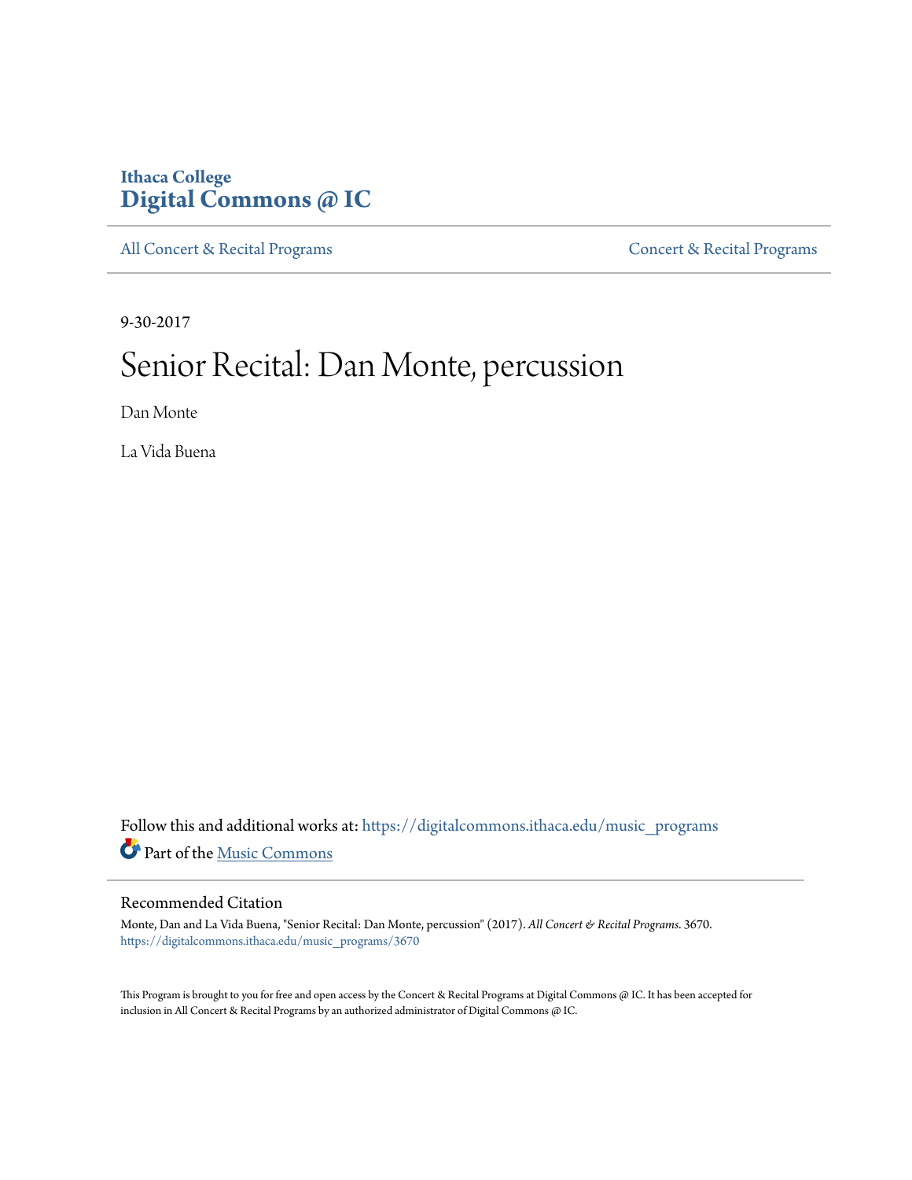Ithaca College
**Digital Commons @ IC**

All Concert & Recital Programs | Concert & Recital Programs

9-30-2017

# Senior Recital: Dan Monte, percussion

Dan Monte

La Vida Buena

Follow this and additional works at: https://digitalcommons.ithaca.edu/music_programs

Part of the Music Commons

## Recommended Citation

Monte, Dan and La Vida Buena, "Senior Recital: Dan Monte, percussion" (2017). *All Concert & Recital Programs*. 3670.
https://digitalcommons.ithaca.edu/music_programs/3670

This Program is brought to you for free and open access by the Concert & Recital Programs at Digital Commons @ IC. It has been accepted for inclusion in All Concert & Recital Programs by an authorized administrator of Digital Commons @ IC.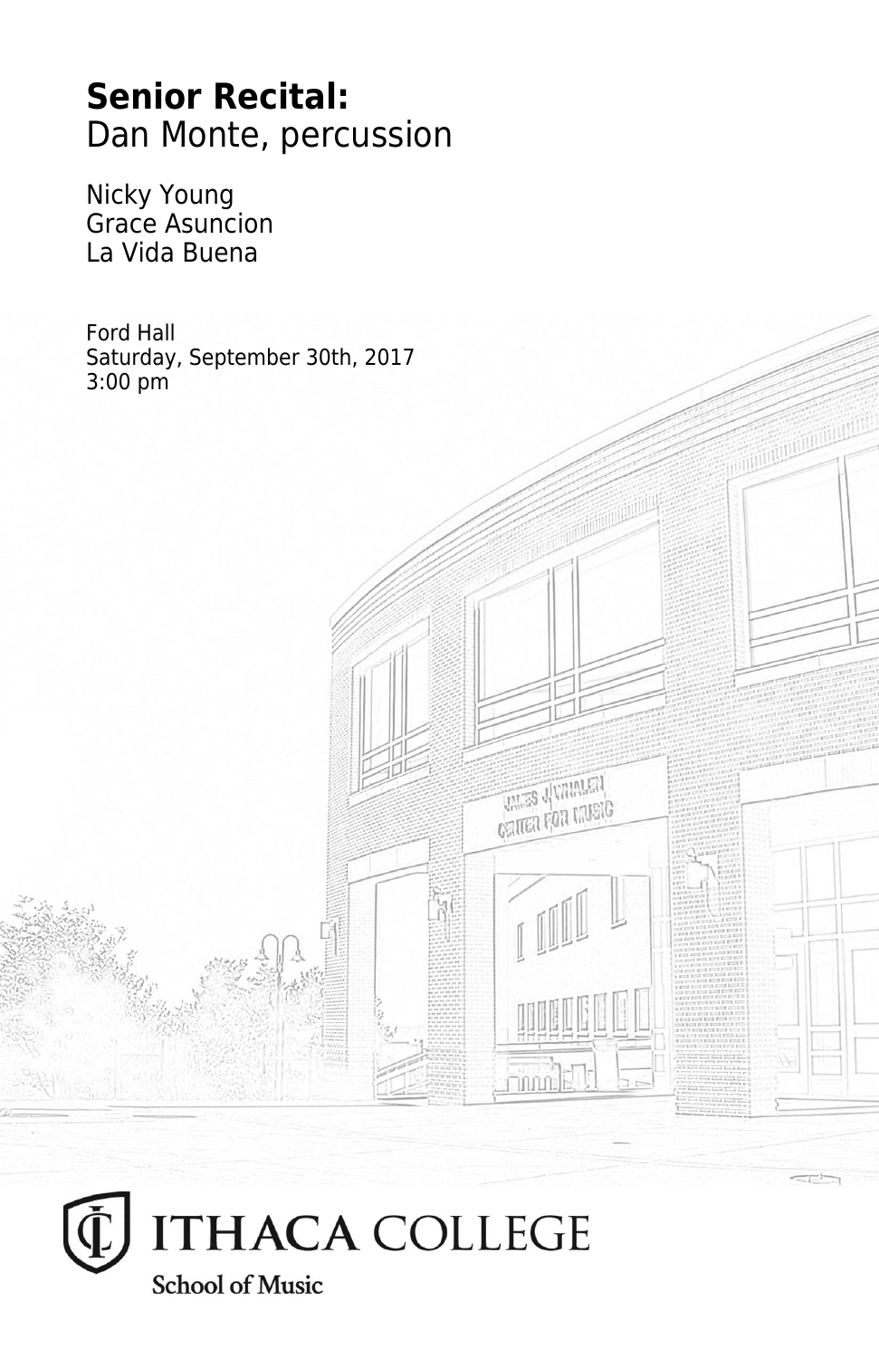# **Senior Recital:**
Dan Monte, percussion

Nicky Young
Grace Asuncion
La Vida Buena

Ford Hall
Saturday, September 30th, 2017
3:00 pm

ITHACA COLLEGE
School of Music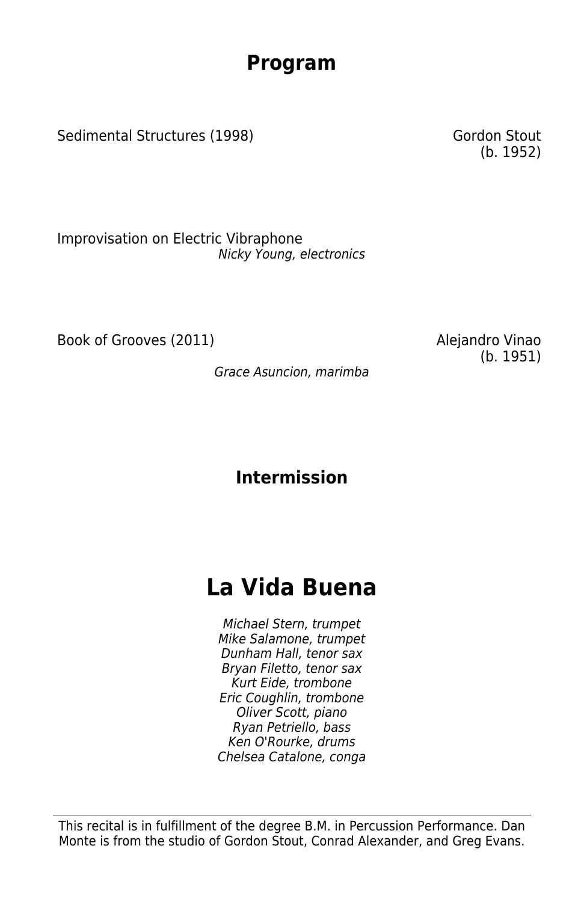## Program

Sedimental Structures (1998) — Gordon Stout
(b. 1952)

Improvisation on Electric Vibraphone
*Nicky Young, electronics*

Book of Grooves (2011) — Alejandro Vinao
(b. 1951)

*Grace Asuncion, marimba*

**Intermission**

# La Vida Buena

*Michael Stern, trumpet*
*Mike Salamone, trumpet*
*Dunham Hall, tenor sax*
*Bryan Filetto, tenor sax*
*Kurt Eide, trombone*
*Eric Coughlin, trombone*
*Oliver Scott, piano*
*Ryan Petriello, bass*
*Ken O'Rourke, drums*
*Chelsea Catalone, conga*

---

This recital is in fulfillment of the degree B.M. in Percussion Performance. Dan Monte is from the studio of Gordon Stout, Conrad Alexander, and Greg Evans.